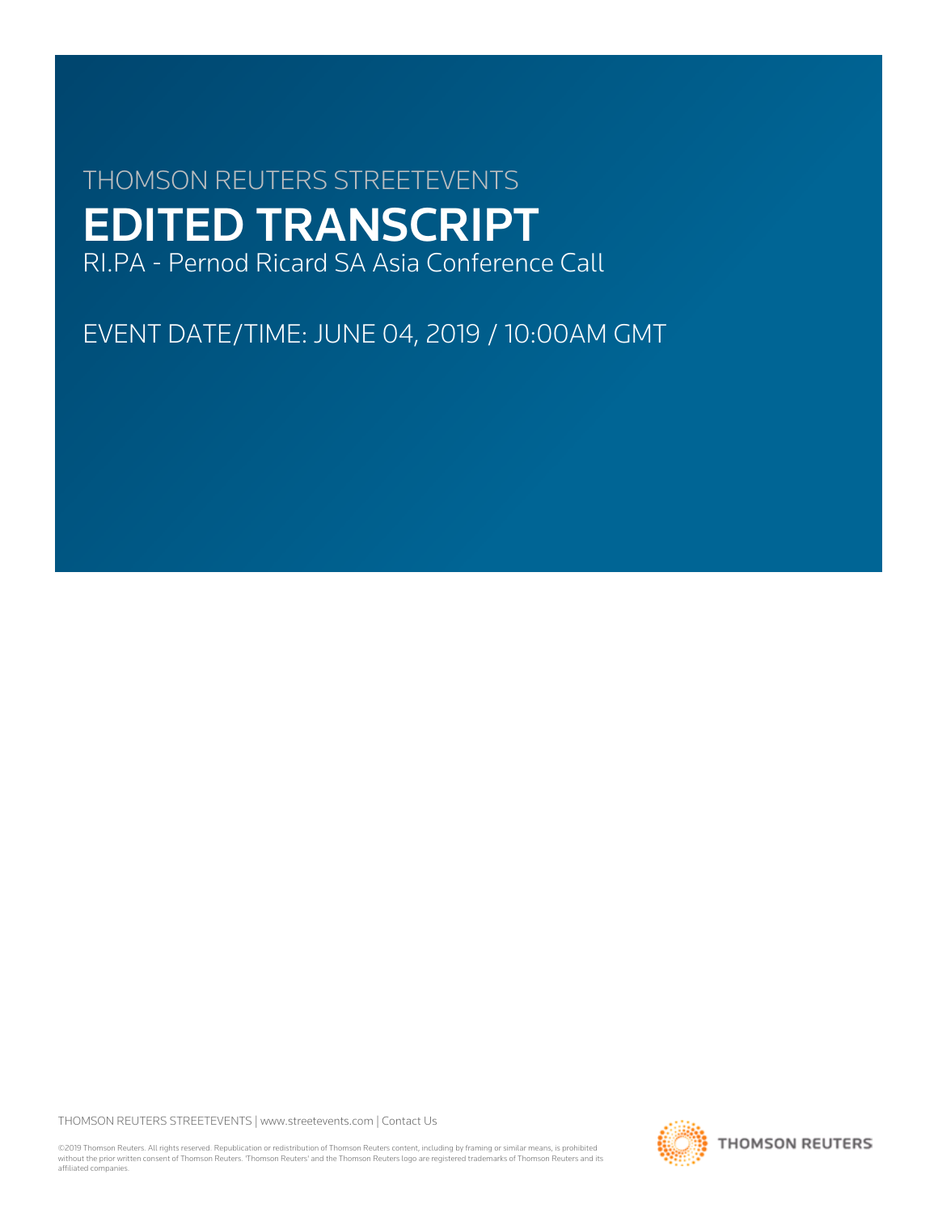THOMSON REUTERS STREETEVENTS

# EDITED TRANSCRIPT

RI.PA - Pernod Ricard SA Asia Conference Call

EVENT DATE/TIME: JUNE 04, 2019 / 10:00AM GMT

THOMSON REUTERS STREETEVENTS | www.streetevents.com | Contact Us

©2019 Thomson Reuters. All rights reserved. Republication or redistribution of Thomson Reuters content, including by framing or similar means, is prohibited without the prior written consent of Thomson Reuters. 'Thomson Reuters' and the Thomson Reuters logo are registered trademarks of Thomson Reuters and its affiliated companies.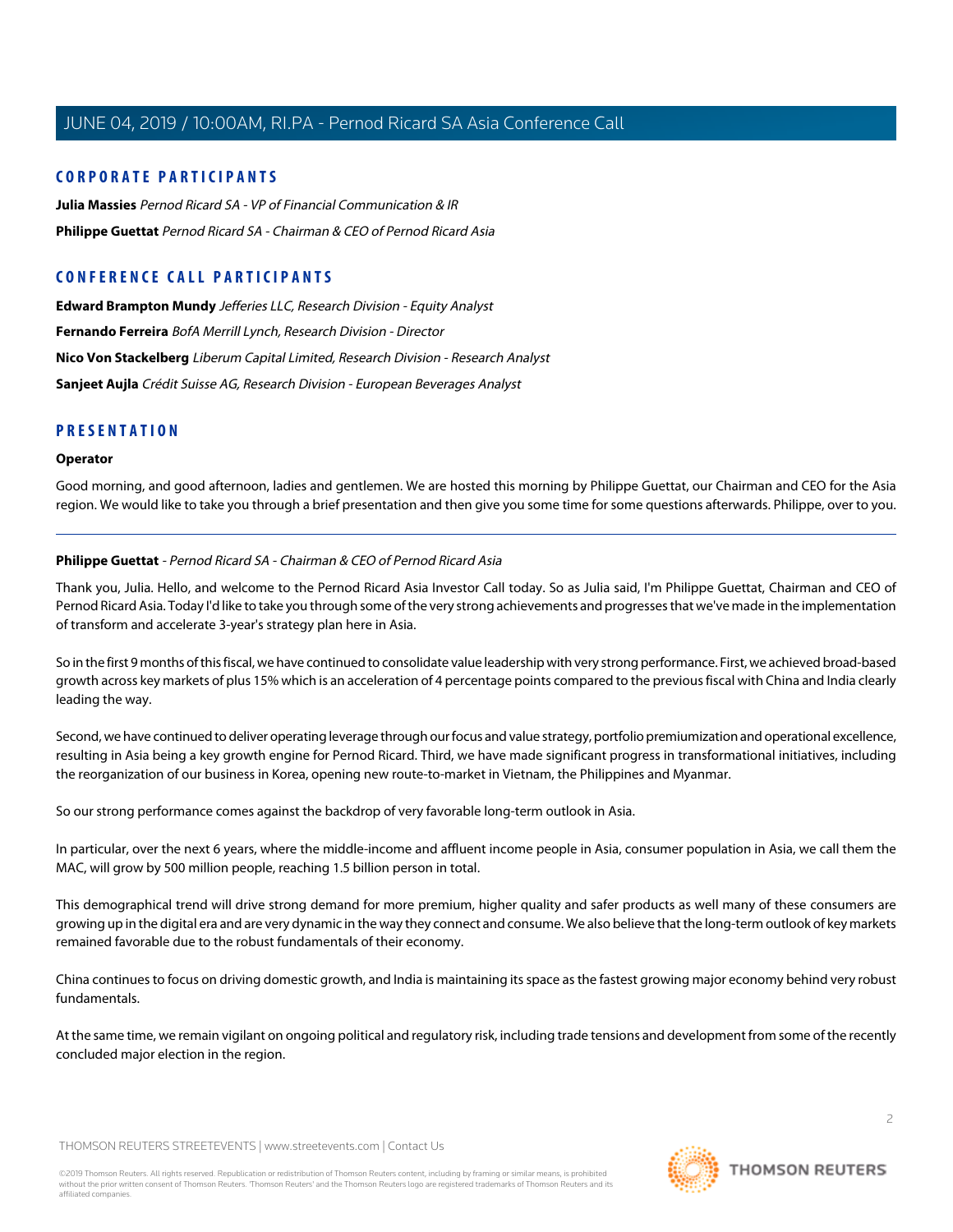## CORPORATE PARTICIPANTS

**Julia Massies** *Pernod Ricard SA - VP of Financial Communication & IR*

**Philippe Guettat** *Pernod Ricard SA - Chairman & CEO of Pernod Ricard Asia*

## CONFERENCE CALL PARTICIPANTS

**Edward Brampton Mundy** *Jefferies LLC, Research Division - Equity Analyst*

**Fernando Ferreira** *BofA Merrill Lynch, Research Division - Director*

**Nico Von Stackelberg** *Liberum Capital Limited, Research Division - Research Analyst*

**Sanjeet Aujla** *Crédit Suisse AG, Research Division - European Beverages Analyst*

## PRESENTATION

### Operator

Good morning, and good afternoon, ladies and gentlemen. We are hosted this morning by Philippe Guettat, our Chairman and CEO for the Asia region. We would like to take you through a brief presentation and then give you some time for some questions afterwards. Philippe, over to you.

---

### Philippe Guettat - *Pernod Ricard SA - Chairman & CEO of Pernod Ricard Asia*

Thank you, Julia. Hello, and welcome to the Pernod Ricard Asia Investor Call today. So as Julia said, I'm Philippe Guettat, Chairman and CEO of Pernod Ricard Asia. Today I'd like to take you through some of the very strong achievements and progresses that we've made in the implementation of transform and accelerate 3-year's strategy plan here in Asia.

So in the first 9 months of this fiscal, we have continued to consolidate value leadership with very strong performance. First, we achieved broad-based growth across key markets of plus 15% which is an acceleration of 4 percentage points compared to the previous fiscal with China and India clearly leading the way.

Second, we have continued to deliver operating leverage through our focus and value strategy, portfolio premiumization and operational excellence, resulting in Asia being a key growth engine for Pernod Ricard. Third, we have made significant progress in transformational initiatives, including the reorganization of our business in Korea, opening new route-to-market in Vietnam, the Philippines and Myanmar.

So our strong performance comes against the backdrop of very favorable long-term outlook in Asia.

In particular, over the next 6 years, where the middle-income and affluent income people in Asia, consumer population in Asia, we call them the MAC, will grow by 500 million people, reaching 1.5 billion person in total.

This demographical trend will drive strong demand for more premium, higher quality and safer products as well many of these consumers are growing up in the digital era and are very dynamic in the way they connect and consume. We also believe that the long-term outlook of key markets remained favorable due to the robust fundamentals of their economy.

China continues to focus on driving domestic growth, and India is maintaining its space as the fastest growing major economy behind very robust fundamentals.

At the same time, we remain vigilant on ongoing political and regulatory risk, including trade tensions and development from some of the recently concluded major election in the region.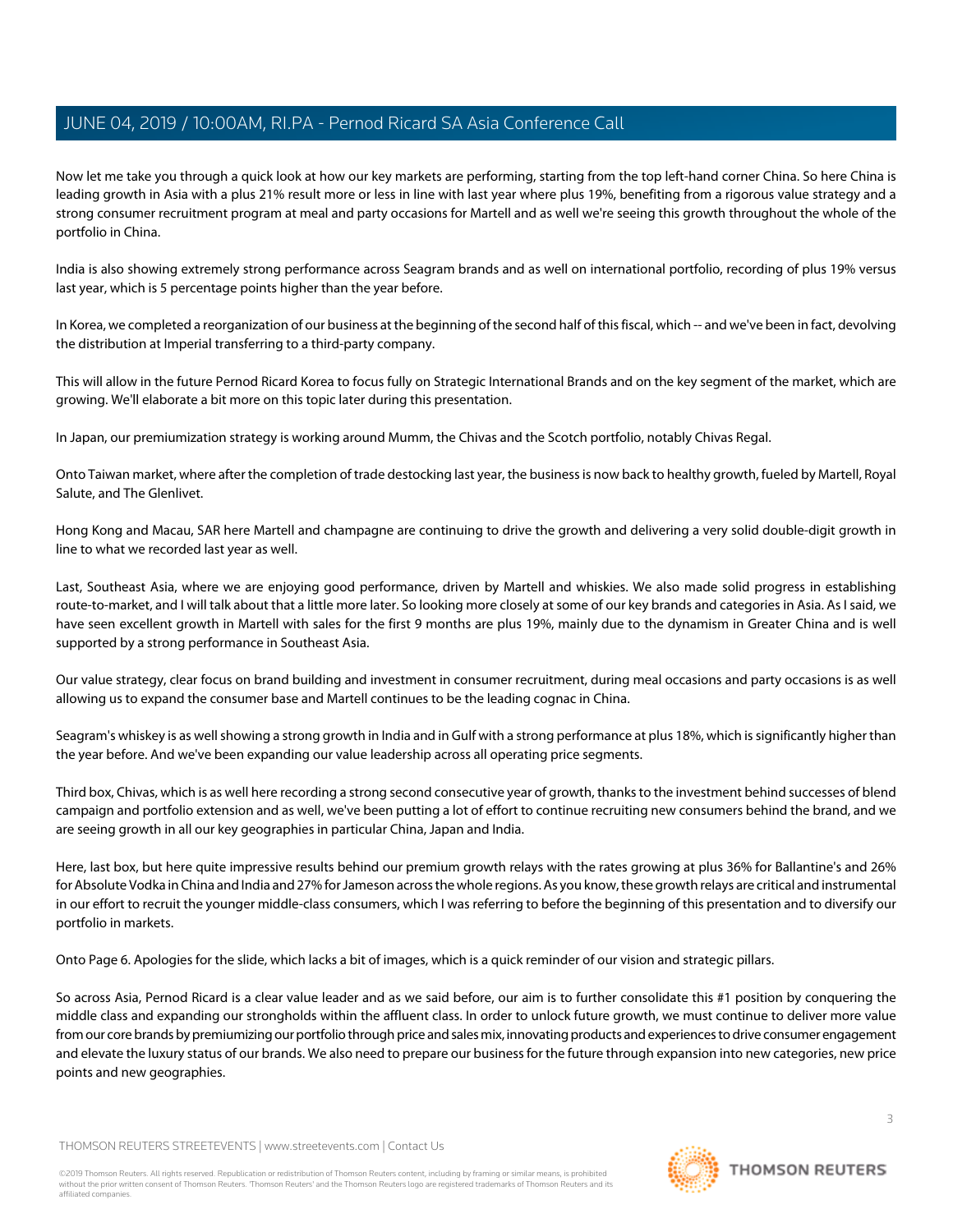Now let me take you through a quick look at how our key markets are performing, starting from the top left-hand corner China. So here China is leading growth in Asia with a plus 21% result more or less in line with last year where plus 19%, benefiting from a rigorous value strategy and a strong consumer recruitment program at meal and party occasions for Martell and as well we're seeing this growth throughout the whole of the portfolio in China.

India is also showing extremely strong performance across Seagram brands and as well on international portfolio, recording of plus 19% versus last year, which is 5 percentage points higher than the year before.

In Korea, we completed a reorganization of our business at the beginning of the second half of this fiscal, which -- and we've been in fact, devolving the distribution at Imperial transferring to a third-party company.

This will allow in the future Pernod Ricard Korea to focus fully on Strategic International Brands and on the key segment of the market, which are growing. We'll elaborate a bit more on this topic later during this presentation.

In Japan, our premiumization strategy is working around Mumm, the Chivas and the Scotch portfolio, notably Chivas Regal.

Onto Taiwan market, where after the completion of trade destocking last year, the business is now back to healthy growth, fueled by Martell, Royal Salute, and The Glenlivet.

Hong Kong and Macau, SAR here Martell and champagne are continuing to drive the growth and delivering a very solid double-digit growth in line to what we recorded last year as well.

Last, Southeast Asia, where we are enjoying good performance, driven by Martell and whiskies. We also made solid progress in establishing route-to-market, and I will talk about that a little more later. So looking more closely at some of our key brands and categories in Asia. As I said, we have seen excellent growth in Martell with sales for the first 9 months are plus 19%, mainly due to the dynamism in Greater China and is well supported by a strong performance in Southeast Asia.

Our value strategy, clear focus on brand building and investment in consumer recruitment, during meal occasions and party occasions is as well allowing us to expand the consumer base and Martell continues to be the leading cognac in China.

Seagram's whiskey is as well showing a strong growth in India and in Gulf with a strong performance at plus 18%, which is significantly higher than the year before. And we've been expanding our value leadership across all operating price segments.

Third box, Chivas, which is as well here recording a strong second consecutive year of growth, thanks to the investment behind successes of blend campaign and portfolio extension and as well, we've been putting a lot of effort to continue recruiting new consumers behind the brand, and we are seeing growth in all our key geographies in particular China, Japan and India.

Here, last box, but here quite impressive results behind our premium growth relays with the rates growing at plus 36% for Ballantine's and 26% for Absolute Vodka in China and India and 27% for Jameson across the whole regions. As you know, these growth relays are critical and instrumental in our effort to recruit the younger middle-class consumers, which I was referring to before the beginning of this presentation and to diversify our portfolio in markets.

Onto Page 6. Apologies for the slide, which lacks a bit of images, which is a quick reminder of our vision and strategic pillars.

So across Asia, Pernod Ricard is a clear value leader and as we said before, our aim is to further consolidate this #1 position by conquering the middle class and expanding our strongholds within the affluent class. In order to unlock future growth, we must continue to deliver more value from our core brands by premiumizing our portfolio through price and sales mix, innovating products and experiences to drive consumer engagement and elevate the luxury status of our brands. We also need to prepare our business for the future through expansion into new categories, new price points and new geographies.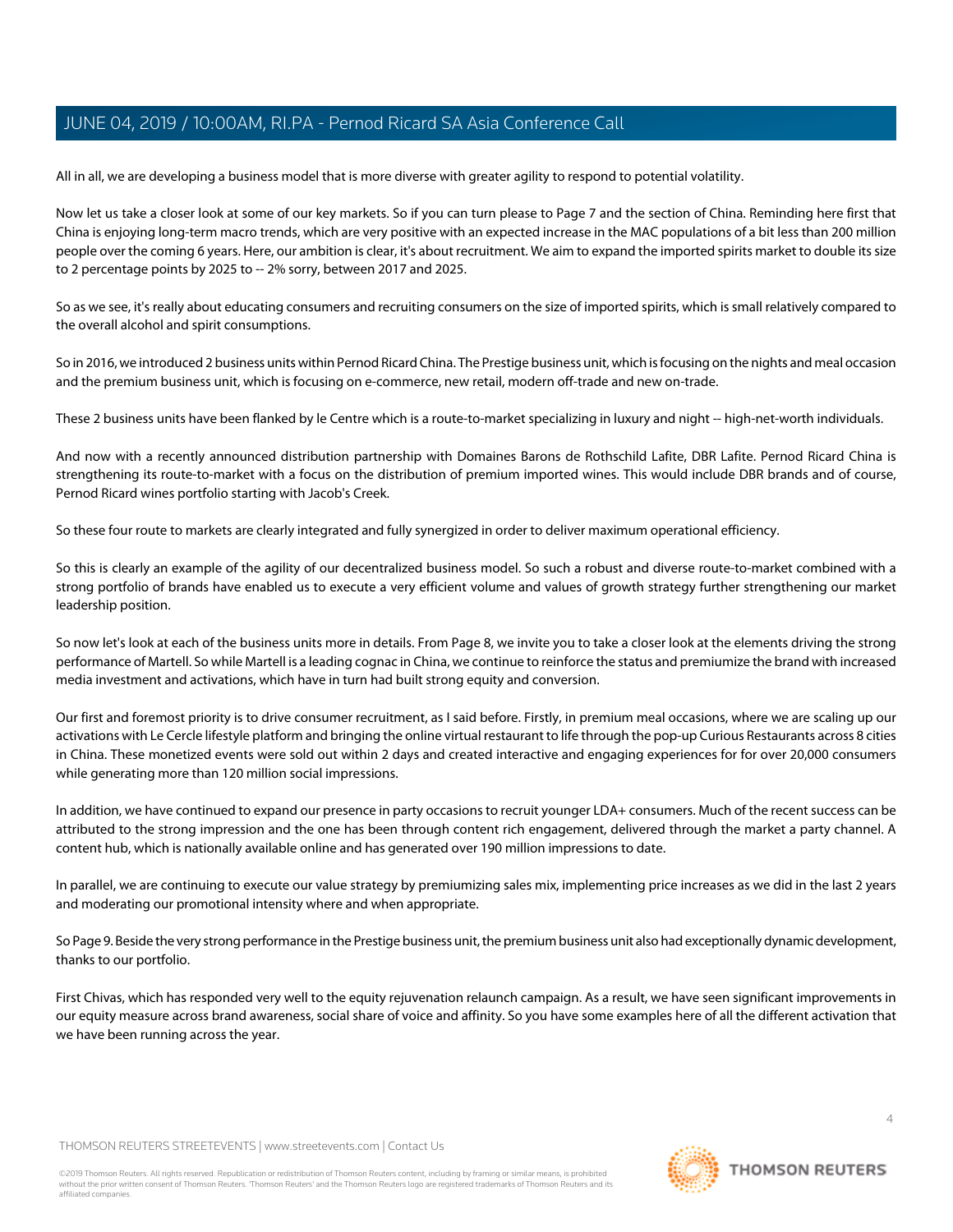All in all, we are developing a business model that is more diverse with greater agility to respond to potential volatility.

Now let us take a closer look at some of our key markets. So if you can turn please to Page 7 and the section of China. Reminding here first that China is enjoying long-term macro trends, which are very positive with an expected increase in the MAC populations of a bit less than 200 million people over the coming 6 years. Here, our ambition is clear, it's about recruitment. We aim to expand the imported spirits market to double its size to 2 percentage points by 2025 to -- 2% sorry, between 2017 and 2025.

So as we see, it's really about educating consumers and recruiting consumers on the size of imported spirits, which is small relatively compared to the overall alcohol and spirit consumptions.

So in 2016, we introduced 2 business units within Pernod Ricard China. The Prestige business unit, which is focusing on the nights and meal occasion and the premium business unit, which is focusing on e-commerce, new retail, modern off-trade and new on-trade.

These 2 business units have been flanked by le Centre which is a route-to-market specializing in luxury and night -- high-net-worth individuals.

And now with a recently announced distribution partnership with Domaines Barons de Rothschild Lafite, DBR Lafite. Pernod Ricard China is strengthening its route-to-market with a focus on the distribution of premium imported wines. This would include DBR brands and of course, Pernod Ricard wines portfolio starting with Jacob's Creek.

So these four route to markets are clearly integrated and fully synergized in order to deliver maximum operational efficiency.

So this is clearly an example of the agility of our decentralized business model. So such a robust and diverse route-to-market combined with a strong portfolio of brands have enabled us to execute a very efficient volume and values of growth strategy further strengthening our market leadership position.

So now let's look at each of the business units more in details. From Page 8, we invite you to take a closer look at the elements driving the strong performance of Martell. So while Martell is a leading cognac in China, we continue to reinforce the status and premiumize the brand with increased media investment and activations, which have in turn had built strong equity and conversion.

Our first and foremost priority is to drive consumer recruitment, as I said before. Firstly, in premium meal occasions, where we are scaling up our activations with Le Cercle lifestyle platform and bringing the online virtual restaurant to life through the pop-up Curious Restaurants across 8 cities in China. These monetized events were sold out within 2 days and created interactive and engaging experiences for for over 20,000 consumers while generating more than 120 million social impressions.

In addition, we have continued to expand our presence in party occasions to recruit younger LDA+ consumers. Much of the recent success can be attributed to the strong impression and the one has been through content rich engagement, delivered through the market a party channel. A content hub, which is nationally available online and has generated over 190 million impressions to date.

In parallel, we are continuing to execute our value strategy by premiumizing sales mix, implementing price increases as we did in the last 2 years and moderating our promotional intensity where and when appropriate.

So Page 9. Beside the very strong performance in the Prestige business unit, the premium business unit also had exceptionally dynamic development, thanks to our portfolio.

First Chivas, which has responded very well to the equity rejuvenation relaunch campaign. As a result, we have seen significant improvements in our equity measure across brand awareness, social share of voice and affinity. So you have some examples here of all the different activation that we have been running across the year.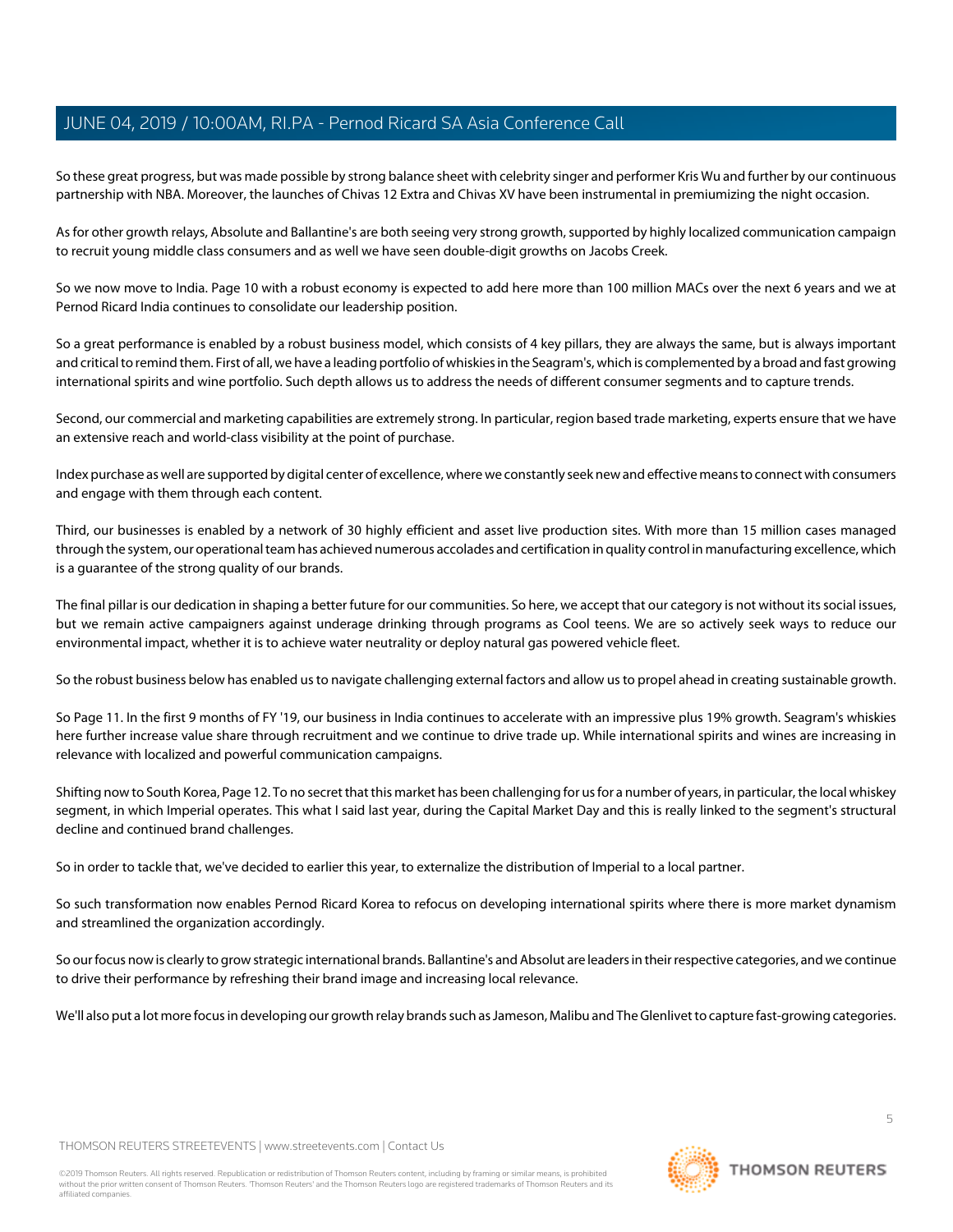So these great progress, but was made possible by strong balance sheet with celebrity singer and performer Kris Wu and further by our continuous partnership with NBA. Moreover, the launches of Chivas 12 Extra and Chivas XV have been instrumental in premiumizing the night occasion.

As for other growth relays, Absolute and Ballantine's are both seeing very strong growth, supported by highly localized communication campaign to recruit young middle class consumers and as well we have seen double-digit growths on Jacobs Creek.

So we now move to India. Page 10 with a robust economy is expected to add here more than 100 million MACs over the next 6 years and we at Pernod Ricard India continues to consolidate our leadership position.

So a great performance is enabled by a robust business model, which consists of 4 key pillars, they are always the same, but is always important and critical to remind them. First of all, we have a leading portfolio of whiskies in the Seagram's, which is complemented by a broad and fast growing international spirits and wine portfolio. Such depth allows us to address the needs of different consumer segments and to capture trends.

Second, our commercial and marketing capabilities are extremely strong. In particular, region based trade marketing, experts ensure that we have an extensive reach and world-class visibility at the point of purchase.

Index purchase as well are supported by digital center of excellence, where we constantly seek new and effective means to connect with consumers and engage with them through each content.

Third, our businesses is enabled by a network of 30 highly efficient and asset live production sites. With more than 15 million cases managed through the system, our operational team has achieved numerous accolades and certification in quality control in manufacturing excellence, which is a guarantee of the strong quality of our brands.

The final pillar is our dedication in shaping a better future for our communities. So here, we accept that our category is not without its social issues, but we remain active campaigners against underage drinking through programs as Cool teens. We are so actively seek ways to reduce our environmental impact, whether it is to achieve water neutrality or deploy natural gas powered vehicle fleet.

So the robust business below has enabled us to navigate challenging external factors and allow us to propel ahead in creating sustainable growth.

So Page 11. In the first 9 months of FY '19, our business in India continues to accelerate with an impressive plus 19% growth. Seagram's whiskies here further increase value share through recruitment and we continue to drive trade up. While international spirits and wines are increasing in relevance with localized and powerful communication campaigns.

Shifting now to South Korea, Page 12. To no secret that this market has been challenging for us for a number of years, in particular, the local whiskey segment, in which Imperial operates. This what I said last year, during the Capital Market Day and this is really linked to the segment's structural decline and continued brand challenges.

So in order to tackle that, we've decided to earlier this year, to externalize the distribution of Imperial to a local partner.

So such transformation now enables Pernod Ricard Korea to refocus on developing international spirits where there is more market dynamism and streamlined the organization accordingly.

So our focus now is clearly to grow strategic international brands. Ballantine's and Absolut are leaders in their respective categories, and we continue to drive their performance by refreshing their brand image and increasing local relevance.

We'll also put a lot more focus in developing our growth relay brands such as Jameson, Malibu and The Glenlivet to capture fast-growing categories.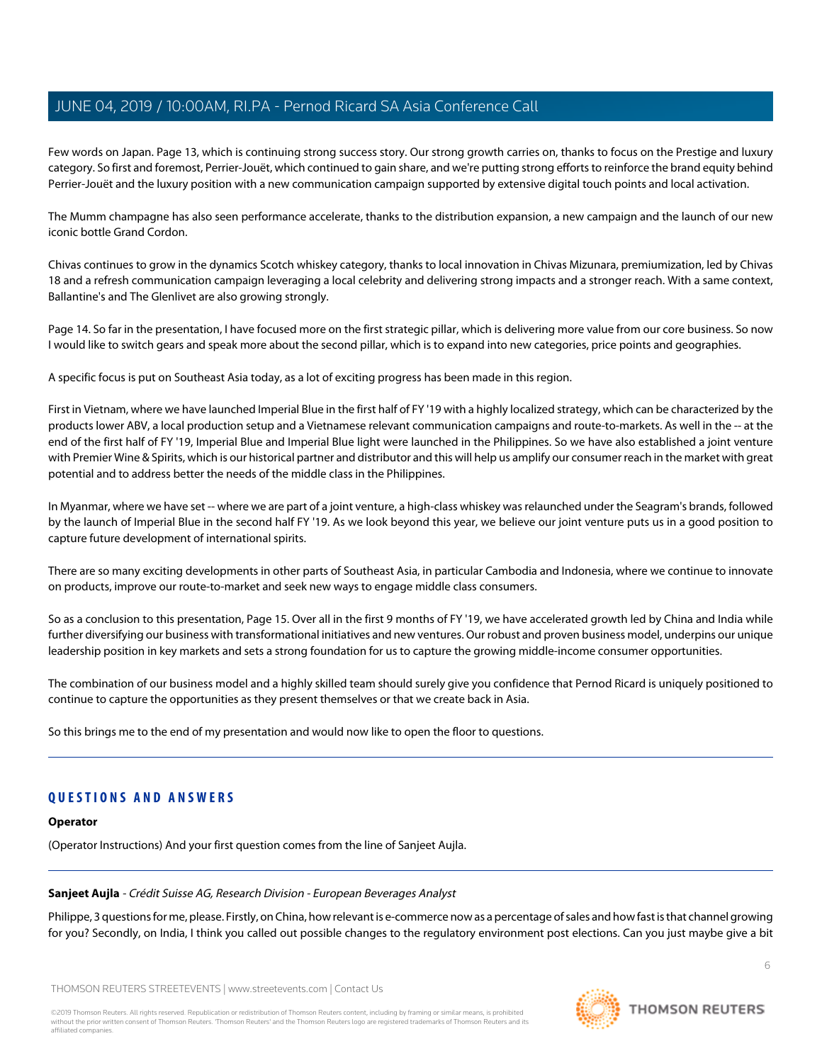Few words on Japan. Page 13, which is continuing strong success story. Our strong growth carries on, thanks to focus on the Prestige and luxury category. So first and foremost, Perrier-Jouët, which continued to gain share, and we're putting strong efforts to reinforce the brand equity behind Perrier-Jouët and the luxury position with a new communication campaign supported by extensive digital touch points and local activation.

The Mumm champagne has also seen performance accelerate, thanks to the distribution expansion, a new campaign and the launch of our new iconic bottle Grand Cordon.

Chivas continues to grow in the dynamics Scotch whiskey category, thanks to local innovation in Chivas Mizunara, premiumization, led by Chivas 18 and a refresh communication campaign leveraging a local celebrity and delivering strong impacts and a stronger reach. With a same context, Ballantine's and The Glenlivet are also growing strongly.

Page 14. So far in the presentation, I have focused more on the first strategic pillar, which is delivering more value from our core business. So now I would like to switch gears and speak more about the second pillar, which is to expand into new categories, price points and geographies.

A specific focus is put on Southeast Asia today, as a lot of exciting progress has been made in this region.

First in Vietnam, where we have launched Imperial Blue in the first half of FY '19 with a highly localized strategy, which can be characterized by the products lower ABV, a local production setup and a Vietnamese relevant communication campaigns and route-to-markets. As well in the -- at the end of the first half of FY '19, Imperial Blue and Imperial Blue light were launched in the Philippines. So we have also established a joint venture with Premier Wine & Spirits, which is our historical partner and distributor and this will help us amplify our consumer reach in the market with great potential and to address better the needs of the middle class in the Philippines.

In Myanmar, where we have set -- where we are part of a joint venture, a high-class whiskey was relaunched under the Seagram's brands, followed by the launch of Imperial Blue in the second half FY '19. As we look beyond this year, we believe our joint venture puts us in a good position to capture future development of international spirits.

There are so many exciting developments in other parts of Southeast Asia, in particular Cambodia and Indonesia, where we continue to innovate on products, improve our route-to-market and seek new ways to engage middle class consumers.

So as a conclusion to this presentation, Page 15. Over all in the first 9 months of FY '19, we have accelerated growth led by China and India while further diversifying our business with transformational initiatives and new ventures. Our robust and proven business model, underpins our unique leadership position in key markets and sets a strong foundation for us to capture the growing middle-income consumer opportunities.

The combination of our business model and a highly skilled team should surely give you confidence that Pernod Ricard is uniquely positioned to continue to capture the opportunities as they present themselves or that we create back in Asia.

So this brings me to the end of my presentation and would now like to open the floor to questions.

## QUESTIONS AND ANSWERS

**Operator**

(Operator Instructions) And your first question comes from the line of Sanjeet Aujla.

**Sanjeet Aujla** - *Crédit Suisse AG, Research Division - European Beverages Analyst*

Philippe, 3 questions for me, please. Firstly, on China, how relevant is e-commerce now as a percentage of sales and how fast is that channel growing for you? Secondly, on India, I think you called out possible changes to the regulatory environment post elections. Can you just maybe give a bit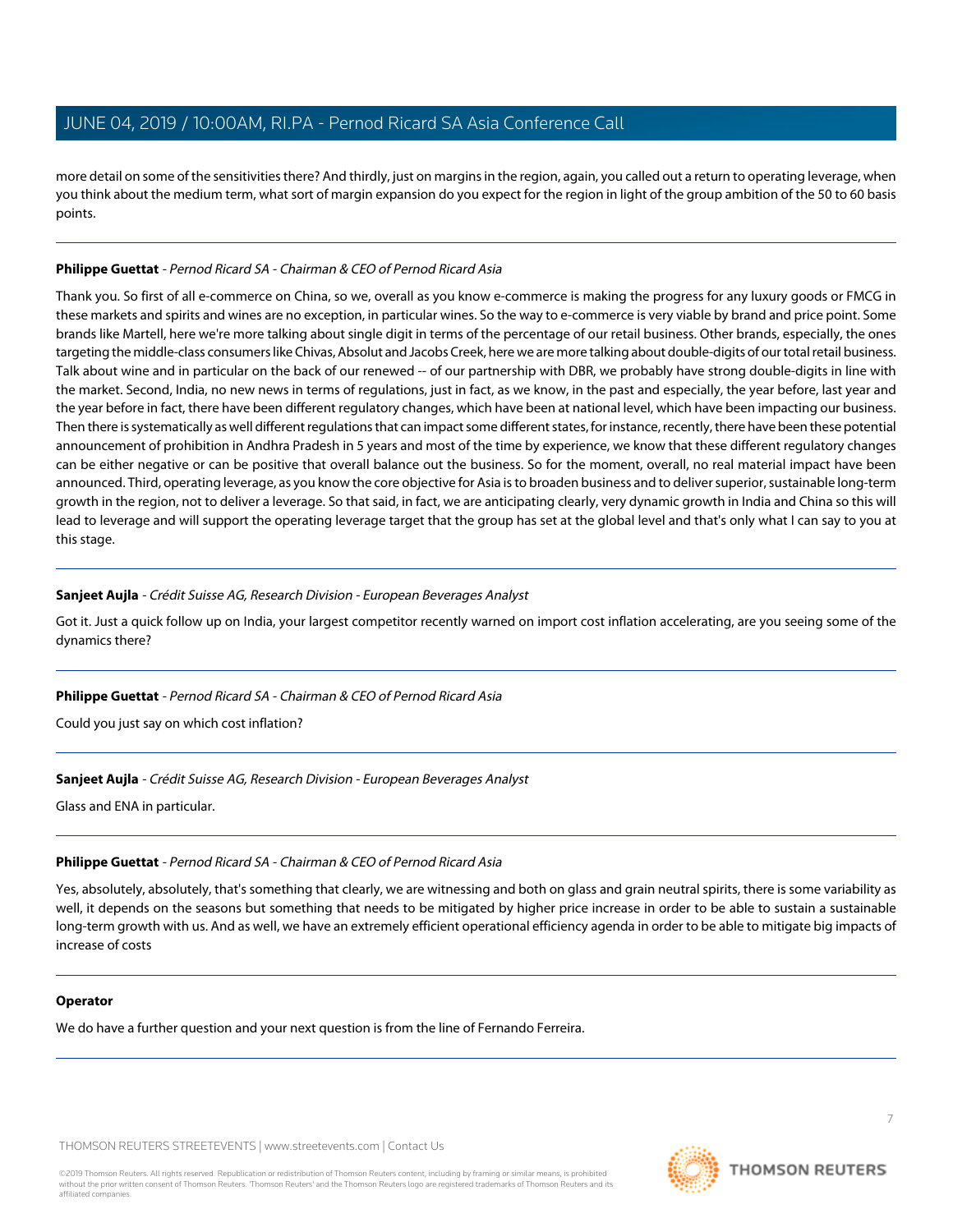more detail on some of the sensitivities there? And thirdly, just on margins in the region, again, you called out a return to operating leverage, when you think about the medium term, what sort of margin expansion do you expect for the region in light of the group ambition of the 50 to 60 basis points.

---

**Philippe Guettat** - *Pernod Ricard SA - Chairman & CEO of Pernod Ricard Asia*

Thank you. So first of all e-commerce on China, so we, overall as you know e-commerce is making the progress for any luxury goods or FMCG in these markets and spirits and wines are no exception, in particular wines. So the way to e-commerce is very viable by brand and price point. Some brands like Martell, here we're more talking about single digit in terms of the percentage of our retail business. Other brands, especially, the ones targeting the middle-class consumers like Chivas, Absolut and Jacobs Creek, here we are more talking about double-digits of our total retail business. Talk about wine and in particular on the back of our renewed -- of our partnership with DBR, we probably have strong double-digits in line with the market. Second, India, no new news in terms of regulations, just in fact, as we know, in the past and especially, the year before, last year and the year before in fact, there have been different regulatory changes, which have been at national level, which have been impacting our business. Then there is systematically as well different regulations that can impact some different states, for instance, recently, there have been these potential announcement of prohibition in Andhra Pradesh in 5 years and most of the time by experience, we know that these different regulatory changes can be either negative or can be positive that overall balance out the business. So for the moment, overall, no real material impact have been announced. Third, operating leverage, as you know the core objective for Asia is to broaden business and to deliver superior, sustainable long-term growth in the region, not to deliver a leverage. So that said, in fact, we are anticipating clearly, very dynamic growth in India and China so this will lead to leverage and will support the operating leverage target that the group has set at the global level and that's only what I can say to you at this stage.

---

**Sanjeet Aujla** - *Crédit Suisse AG, Research Division - European Beverages Analyst*

Got it. Just a quick follow up on India, your largest competitor recently warned on import cost inflation accelerating, are you seeing some of the dynamics there?

---

**Philippe Guettat** - *Pernod Ricard SA - Chairman & CEO of Pernod Ricard Asia*

Could you just say on which cost inflation?

---

**Sanjeet Aujla** - *Crédit Suisse AG, Research Division - European Beverages Analyst*

Glass and ENA in particular.

---

**Philippe Guettat** - *Pernod Ricard SA - Chairman & CEO of Pernod Ricard Asia*

Yes, absolutely, absolutely, that's something that clearly, we are witnessing and both on glass and grain neutral spirits, there is some variability as well, it depends on the seasons but something that needs to be mitigated by higher price increase in order to be able to sustain a sustainable long-term growth with us. And as well, we have an extremely efficient operational efficiency agenda in order to be able to mitigate big impacts of increase of costs

---

**Operator**

We do have a further question and your next question is from the line of Fernando Ferreira.

---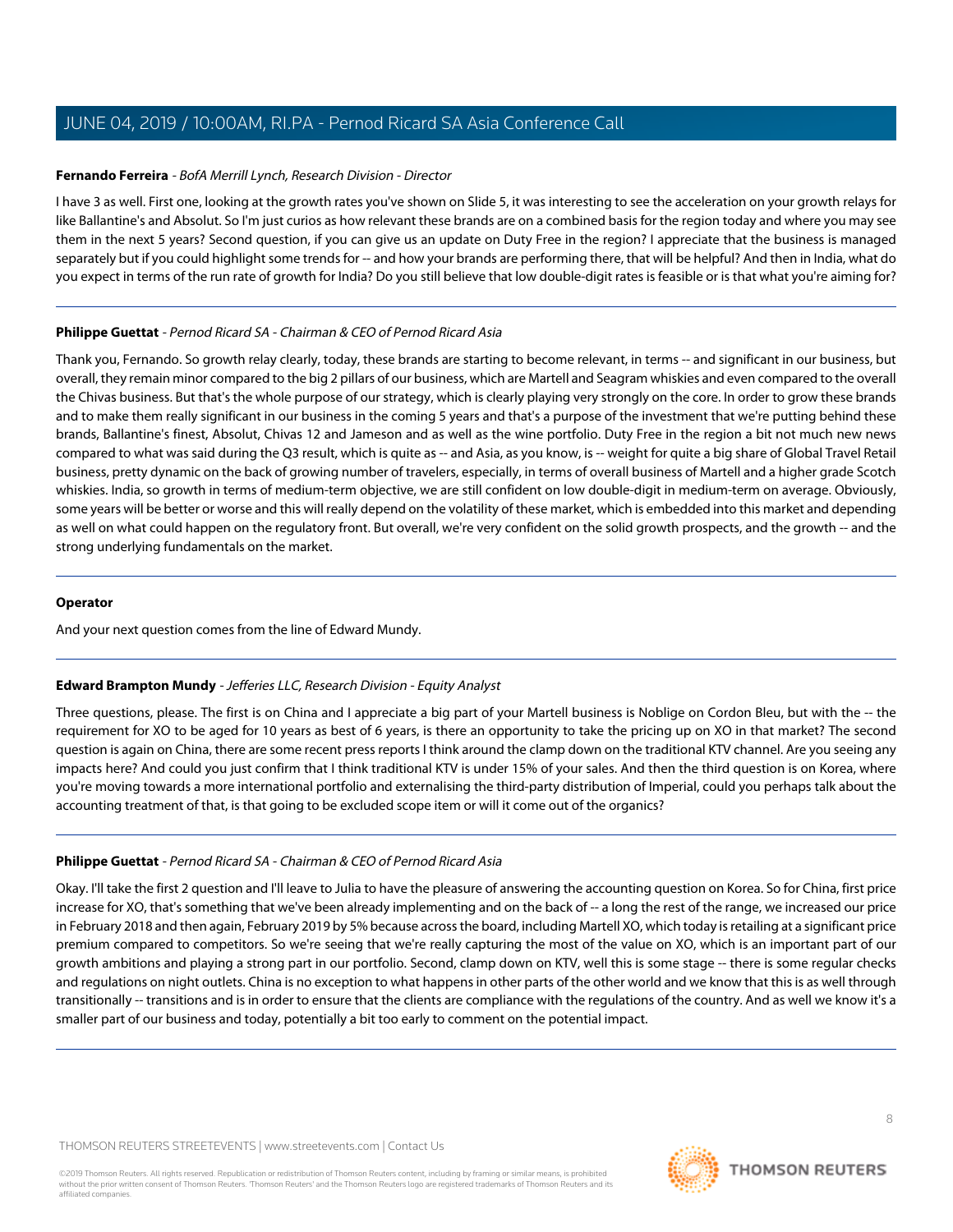**Fernando Ferreira** - *BofA Merrill Lynch, Research Division - Director*

I have 3 as well. First one, looking at the growth rates you've shown on Slide 5, it was interesting to see the acceleration on your growth relays for like Ballantine's and Absolut. So I'm just curios as how relevant these brands are on a combined basis for the region today and where you may see them in the next 5 years? Second question, if you can give us an update on Duty Free in the region? I appreciate that the business is managed separately but if you could highlight some trends for -- and how your brands are performing there, that will be helpful? And then in India, what do you expect in terms of the run rate of growth for India? Do you still believe that low double-digit rates is feasible or is that what you're aiming for?

---

**Philippe Guettat** - *Pernod Ricard SA - Chairman & CEO of Pernod Ricard Asia*

Thank you, Fernando. So growth relay clearly, today, these brands are starting to become relevant, in terms -- and significant in our business, but overall, they remain minor compared to the big 2 pillars of our business, which are Martell and Seagram whiskies and even compared to the overall the Chivas business. But that's the whole purpose of our strategy, which is clearly playing very strongly on the core. In order to grow these brands and to make them really significant in our business in the coming 5 years and that's a purpose of the investment that we're putting behind these brands, Ballantine's finest, Absolut, Chivas 12 and Jameson and as well as the wine portfolio. Duty Free in the region a bit not much new news compared to what was said during the Q3 result, which is quite as -- and Asia, as you know, is -- weight for quite a big share of Global Travel Retail business, pretty dynamic on the back of growing number of travelers, especially, in terms of overall business of Martell and a higher grade Scotch whiskies. India, so growth in terms of medium-term objective, we are still confident on low double-digit in medium-term on average. Obviously, some years will be better or worse and this will really depend on the volatility of these market, which is embedded into this market and depending as well on what could happen on the regulatory front. But overall, we're very confident on the solid growth prospects, and the growth -- and the strong underlying fundamentals on the market.

---

**Operator**

And your next question comes from the line of Edward Mundy.

---

**Edward Brampton Mundy** - *Jefferies LLC, Research Division - Equity Analyst*

Three questions, please. The first is on China and I appreciate a big part of your Martell business is Noblige on Cordon Bleu, but with the -- the requirement for XO to be aged for 10 years as best of 6 years, is there an opportunity to take the pricing up on XO in that market? The second question is again on China, there are some recent press reports I think around the clamp down on the traditional KTV channel. Are you seeing any impacts here? And could you just confirm that I think traditional KTV is under 15% of your sales. And then the third question is on Korea, where you're moving towards a more international portfolio and externalising the third-party distribution of Imperial, could you perhaps talk about the accounting treatment of that, is that going to be excluded scope item or will it come out of the organics?

---

**Philippe Guettat** - *Pernod Ricard SA - Chairman & CEO of Pernod Ricard Asia*

Okay. I'll take the first 2 question and I'll leave to Julia to have the pleasure of answering the accounting question on Korea. So for China, first price increase for XO, that's something that we've been already implementing and on the back of -- a long the rest of the range, we increased our price in February 2018 and then again, February 2019 by 5% because across the board, including Martell XO, which today is retailing at a significant price premium compared to competitors. So we're seeing that we're really capturing the most of the value on XO, which is an important part of our growth ambitions and playing a strong part in our portfolio. Second, clamp down on KTV, well this is some stage -- there is some regular checks and regulations on night outlets. China is no exception to what happens in other parts of the other world and we know that this is as well through transitionally -- transitions and is in order to ensure that the clients are compliance with the regulations of the country. And as well we know it's a smaller part of our business and today, potentially a bit too early to comment on the potential impact.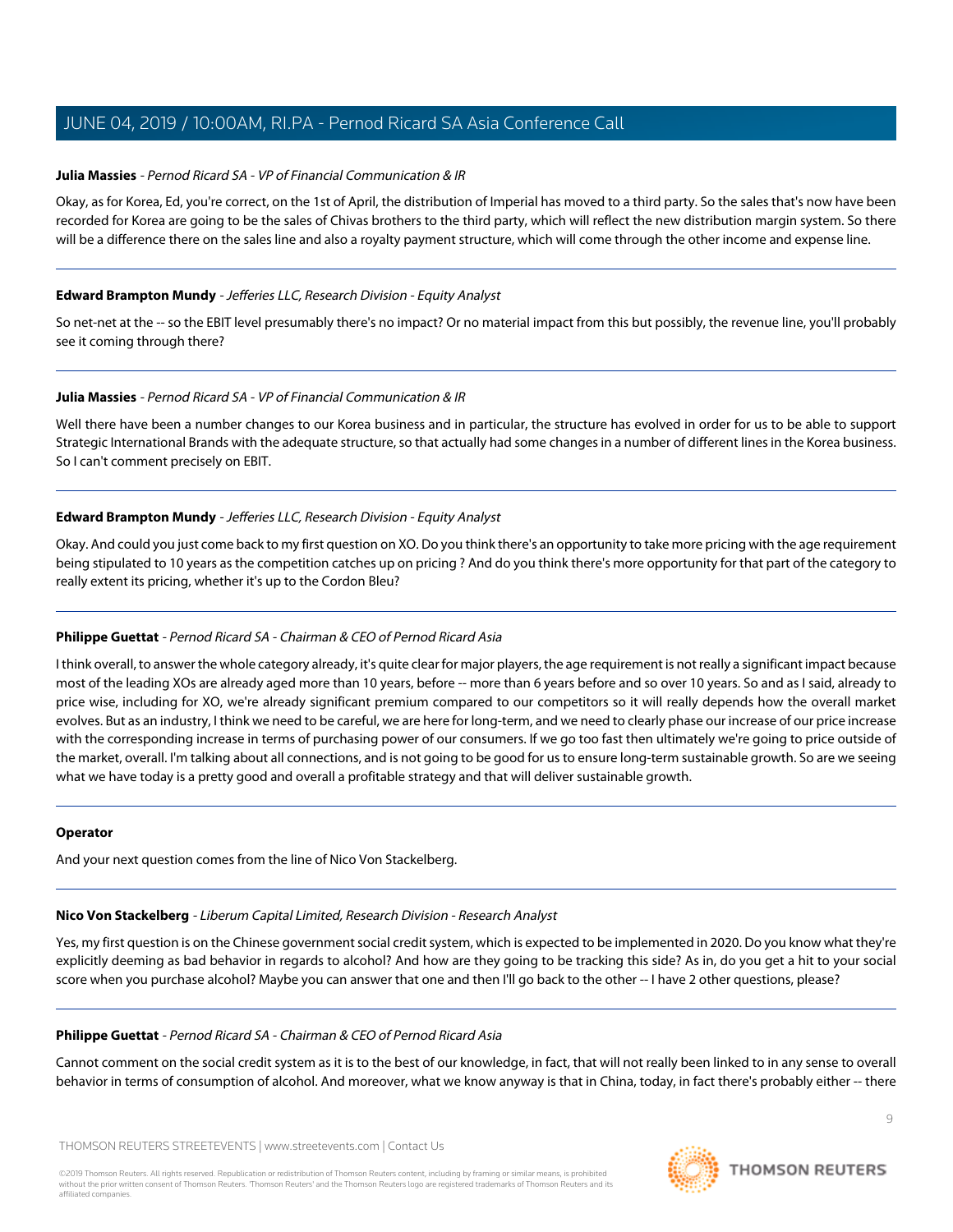**Julia Massies** - *Pernod Ricard SA - VP of Financial Communication & IR*

Okay, as for Korea, Ed, you're correct, on the 1st of April, the distribution of Imperial has moved to a third party. So the sales that's now have been recorded for Korea are going to be the sales of Chivas brothers to the third party, which will reflect the new distribution margin system. So there will be a difference there on the sales line and also a royalty payment structure, which will come through the other income and expense line.

---

**Edward Brampton Mundy** - *Jefferies LLC, Research Division - Equity Analyst*

So net-net at the -- so the EBIT level presumably there's no impact? Or no material impact from this but possibly, the revenue line, you'll probably see it coming through there?

---

**Julia Massies** - *Pernod Ricard SA - VP of Financial Communication & IR*

Well there have been a number changes to our Korea business and in particular, the structure has evolved in order for us to be able to support Strategic International Brands with the adequate structure, so that actually had some changes in a number of different lines in the Korea business. So I can't comment precisely on EBIT.

---

**Edward Brampton Mundy** - *Jefferies LLC, Research Division - Equity Analyst*

Okay. And could you just come back to my first question on XO. Do you think there's an opportunity to take more pricing with the age requirement being stipulated to 10 years as the competition catches up on pricing ? And do you think there's more opportunity for that part of the category to really extent its pricing, whether it's up to the Cordon Bleu?

---

**Philippe Guettat** - *Pernod Ricard SA - Chairman & CEO of Pernod Ricard Asia*

I think overall, to answer the whole category already, it's quite clear for major players, the age requirement is not really a significant impact because most of the leading XOs are already aged more than 10 years, before -- more than 6 years before and so over 10 years. So and as I said, already to price wise, including for XO, we're already significant premium compared to our competitors so it will really depends how the overall market evolves. But as an industry, I think we need to be careful, we are here for long-term, and we need to clearly phase our increase of our price increase with the corresponding increase in terms of purchasing power of our consumers. If we go too fast then ultimately we're going to price outside of the market, overall. I'm talking about all connections, and is not going to be good for us to ensure long-term sustainable growth. So are we seeing what we have today is a pretty good and overall a profitable strategy and that will deliver sustainable growth.

---

**Operator**

And your next question comes from the line of Nico Von Stackelberg.

---

**Nico Von Stackelberg** - *Liberum Capital Limited, Research Division - Research Analyst*

Yes, my first question is on the Chinese government social credit system, which is expected to be implemented in 2020. Do you know what they're explicitly deeming as bad behavior in regards to alcohol? And how are they going to be tracking this side? As in, do you get a hit to your social score when you purchase alcohol? Maybe you can answer that one and then I'll go back to the other -- I have 2 other questions, please?

---

**Philippe Guettat** - *Pernod Ricard SA - Chairman & CEO of Pernod Ricard Asia*

Cannot comment on the social credit system as it is to the best of our knowledge, in fact, that will not really been linked to in any sense to overall behavior in terms of consumption of alcohol. And moreover, what we know anyway is that in China, today, in fact there's probably either -- there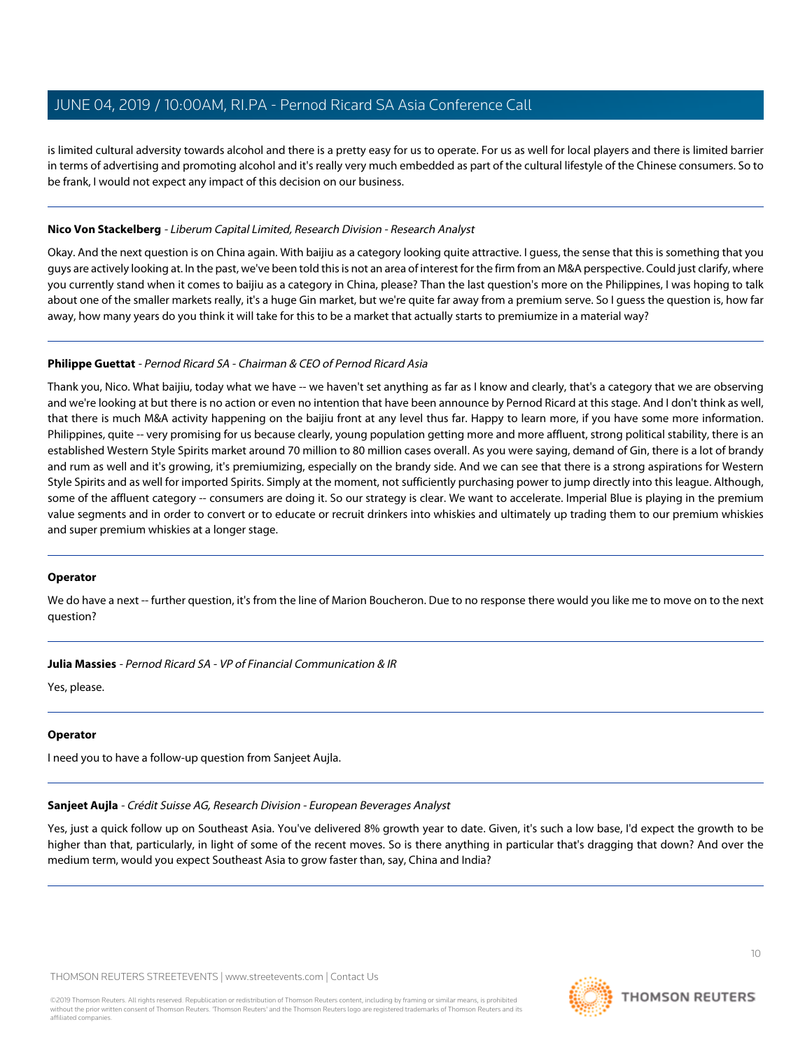is limited cultural adversity towards alcohol and there is a pretty easy for us to operate. For us as well for local players and there is limited barrier in terms of advertising and promoting alcohol and it's really very much embedded as part of the cultural lifestyle of the Chinese consumers. So to be frank, I would not expect any impact of this decision on our business.

---

**Nico Von Stackelberg** - *Liberum Capital Limited, Research Division - Research Analyst*

Okay. And the next question is on China again. With baijiu as a category looking quite attractive. I guess, the sense that this is something that you guys are actively looking at. In the past, we've been told this is not an area of interest for the firm from an M&A perspective. Could just clarify, where you currently stand when it comes to baijiu as a category in China, please? Than the last question's more on the Philippines, I was hoping to talk about one of the smaller markets really, it's a huge Gin market, but we're quite far away from a premium serve. So I guess the question is, how far away, how many years do you think it will take for this to be a market that actually starts to premiumize in a material way?

---

**Philippe Guettat** - *Pernod Ricard SA - Chairman & CEO of Pernod Ricard Asia*

Thank you, Nico. What baijiu, today what we have -- we haven't set anything as far as I know and clearly, that's a category that we are observing and we're looking at but there is no action or even no intention that have been announce by Pernod Ricard at this stage. And I don't think as well, that there is much M&A activity happening on the baijiu front at any level thus far. Happy to learn more, if you have some more information. Philippines, quite -- very promising for us because clearly, young population getting more and more affluent, strong political stability, there is an established Western Style Spirits market around 70 million to 80 million cases overall. As you were saying, demand of Gin, there is a lot of brandy and rum as well and it's growing, it's premiumizing, especially on the brandy side. And we can see that there is a strong aspirations for Western Style Spirits and as well for imported Spirits. Simply at the moment, not sufficiently purchasing power to jump directly into this league. Although, some of the affluent category -- consumers are doing it. So our strategy is clear. We want to accelerate. Imperial Blue is playing in the premium value segments and in order to convert or to educate or recruit drinkers into whiskies and ultimately up trading them to our premium whiskies and super premium whiskies at a longer stage.

---

**Operator**

We do have a next -- further question, it's from the line of Marion Boucheron. Due to no response there would you like me to move on to the next question?

---

**Julia Massies** - *Pernod Ricard SA - VP of Financial Communication & IR*

Yes, please.

---

**Operator**

I need you to have a follow-up question from Sanjeet Aujla.

---

**Sanjeet Aujla** - *Crédit Suisse AG, Research Division - European Beverages Analyst*

Yes, just a quick follow up on Southeast Asia. You've delivered 8% growth year to date. Given, it's such a low base, I'd expect the growth to be higher than that, particularly, in light of some of the recent moves. So is there anything in particular that's dragging that down? And over the medium term, would you expect Southeast Asia to grow faster than, say, China and India?

---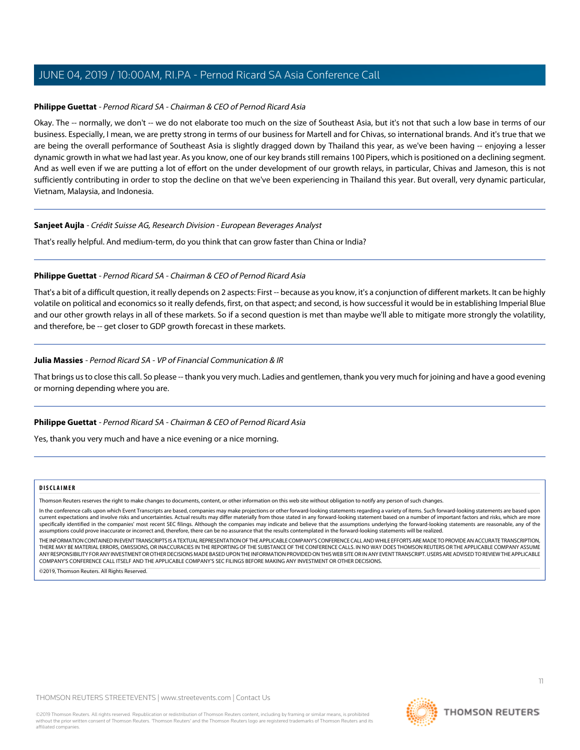**Philippe Guettat** - *Pernod Ricard SA - Chairman & CEO of Pernod Ricard Asia*

Okay. The -- normally, we don't -- we do not elaborate too much on the size of Southeast Asia, but it's not that such a low base in terms of our business. Especially, I mean, we are pretty strong in terms of our business for Martell and for Chivas, so international brands. And it's true that we are being the overall performance of Southeast Asia is slightly dragged down by Thailand this year, as we've been having -- enjoying a lesser dynamic growth in what we had last year. As you know, one of our key brands still remains 100 Pipers, which is positioned on a declining segment. And as well even if we are putting a lot of effort on the under development of our growth relays, in particular, Chivas and Jameson, this is not sufficiently contributing in order to stop the decline on that we've been experiencing in Thailand this year. But overall, very dynamic particular, Vietnam, Malaysia, and Indonesia.

---

**Sanjeet Aujla** - *Crédit Suisse AG, Research Division - European Beverages Analyst*

That's really helpful. And medium-term, do you think that can grow faster than China or India?

---

**Philippe Guettat** - *Pernod Ricard SA - Chairman & CEO of Pernod Ricard Asia*

That's a bit of a difficult question, it really depends on 2 aspects: First -- because as you know, it's a conjunction of different markets. It can be highly volatile on political and economics so it really defends, first, on that aspect; and second, is how successful it would be in establishing Imperial Blue and our other growth relays in all of these markets. So if a second question is met than maybe we'll able to mitigate more strongly the volatility, and therefore, be -- get closer to GDP growth forecast in these markets.

---

**Julia Massies** - *Pernod Ricard SA - VP of Financial Communication & IR*

That brings us to close this call. So please -- thank you very much. Ladies and gentlemen, thank you very much for joining and have a good evening or morning depending where you are.

---

**Philippe Guettat** - *Pernod Ricard SA - Chairman & CEO of Pernod Ricard Asia*

Yes, thank you very much and have a nice evening or a nice morning.

---

**DISCLAIMER**

Thomson Reuters reserves the right to make changes to documents, content, or other information on this web site without obligation to notify any person of such changes.

In the conference calls upon which Event Transcripts are based, companies may make projections or other forward-looking statements regarding a variety of items. Such forward-looking statements are based upon current expectations and involve risks and uncertainties. Actual results may differ materially from those stated in any forward-looking statement based on a number of important factors and risks, which are more specifically identified in the companies' most recent SEC filings. Although the companies may indicate and believe that the assumptions underlying the forward-looking statements are reasonable, any of the assumptions could prove inaccurate or incorrect and, therefore, there can be no assurance that the results contemplated in the forward-looking statements will be realized.

THE INFORMATION CONTAINED IN EVENT TRANSCRIPTS IS A TEXTUAL REPRESENTATION OF THE APPLICABLE COMPANY'S CONFERENCE CALL AND WHILE EFFORTS ARE MADE TO PROVIDE AN ACCURATE TRANSCRIPTION, THERE MAY BE MATERIAL ERRORS, OMISSIONS, OR INACCURACIES IN THE REPORTING OF THE SUBSTANCE OF THE CONFERENCE CALLS. IN NO WAY DOES THOMSON REUTERS OR THE APPLICABLE COMPANY ASSUME ANY RESPONSIBILITY FOR ANY INVESTMENT OR OTHER DECISIONS MADE BASED UPON THE INFORMATION PROVIDED ON THIS WEB SITE OR IN ANY EVENT TRANSCRIPT. USERS ARE ADVISED TO REVIEW THE APPLICABLE COMPANY'S CONFERENCE CALL ITSELF AND THE APPLICABLE COMPANY'S SEC FILINGS BEFORE MAKING ANY INVESTMENT OR OTHER DECISIONS.

©2019, Thomson Reuters. All Rights Reserved.